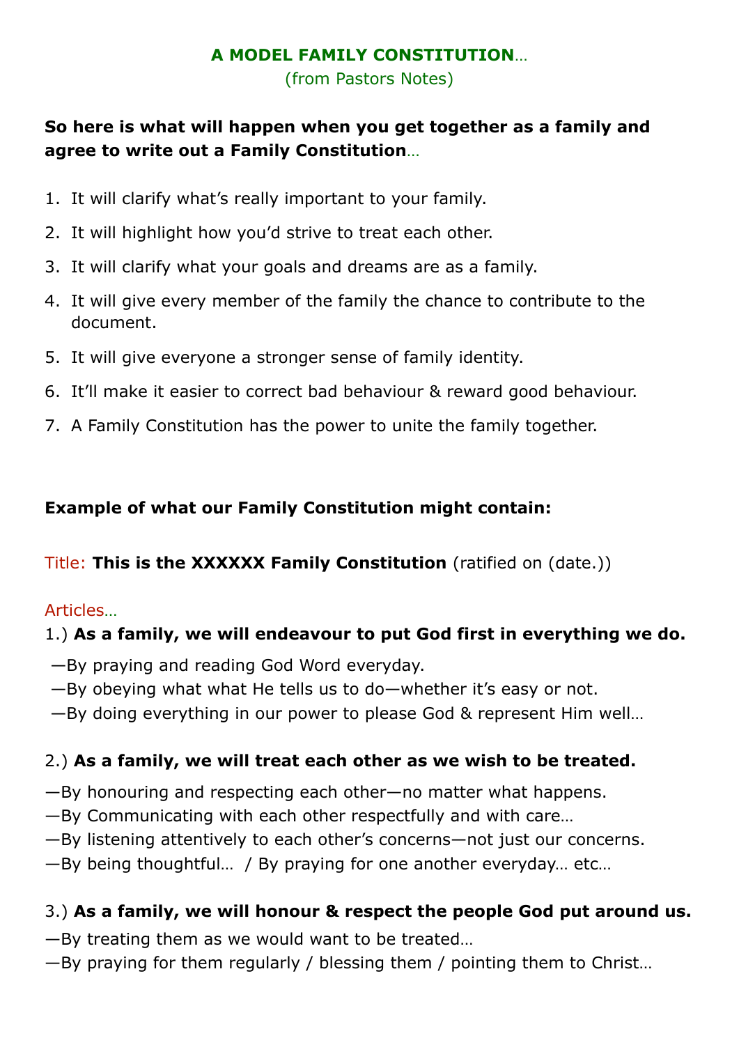# A MODEL FAMILY CONSTITUTION…

(from Pastors Notes)

**So here is what will happen when you get together as a family and agree to write out a Family Constitution**…

1. It will clarify what's really important to your family.
2. It will highlight how you'd strive to treat each other.
3. It will clarify what your goals and dreams are as a family.
4. It will give every member of the family the chance to contribute to the document.
5. It will give everyone a stronger sense of family identity.
6. It'll make it easier to correct bad behaviour & reward good behaviour.
7. A Family Constitution has the power to unite the family together.

**Example of what our Family Constitution might contain:**

Title: **This is the XXXXXX Family Constitution** (ratified on (date.))

Articles…

1.) **As a family, we will endeavour to put God first in everything we do.**

—By praying and reading God Word everyday.
—By obeying what what He tells us to do—whether it's easy or not.
—By doing everything in our power to please God & represent Him well…

2.) **As a family, we will treat each other as we wish to be treated.**

—By honouring and respecting each other—no matter what happens.
—By Communicating with each other respectfully and with care…
—By listening attentively to each other's concerns—not just our concerns.
—By being thoughtful… / By praying for one another everyday… etc…

3.) **As a family, we will honour & respect the people God put around us.**

—By treating them as we would want to be treated…
—By praying for them regularly / blessing them / pointing them to Christ…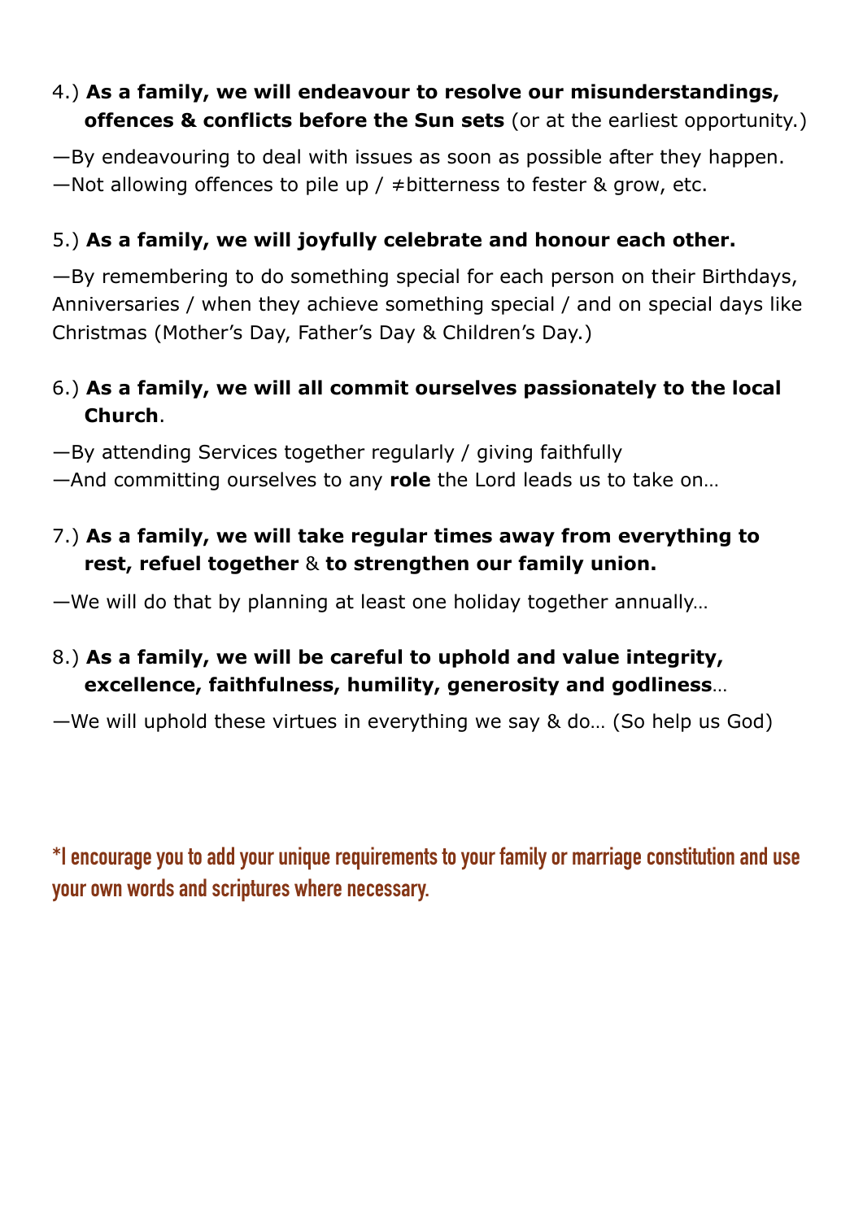4.) **As a family, we will endeavour to resolve our misunderstandings, offences & conflicts before the Sun sets** (or at the earliest opportunity.)

—By endeavouring to deal with issues as soon as possible after they happen.
—Not allowing offences to pile up / ≠bitterness to fester & grow, etc.

5.) **As a family, we will joyfully celebrate and honour each other.**

—By remembering to do something special for each person on their Birthdays, Anniversaries / when they achieve something special / and on special days like Christmas (Mother's Day, Father's Day & Children's Day.)

6.) **As a family, we will all commit ourselves passionately to the local Church**.

—By attending Services together regularly / giving faithfully
—And committing ourselves to any **role** the Lord leads us to take on…

7.) **As a family, we will take regular times away from everything to rest, refuel together** & **to strengthen our family union.**

—We will do that by planning at least one holiday together annually…

8.) **As a family, we will be careful to uphold and value integrity, excellence, faithfulness, humility, generosity and godliness**…

—We will uphold these virtues in everything we say & do… (So help us God)

**\*I encourage you to add your unique requirements to your family or marriage constitution and use your own words and scriptures where necessary.**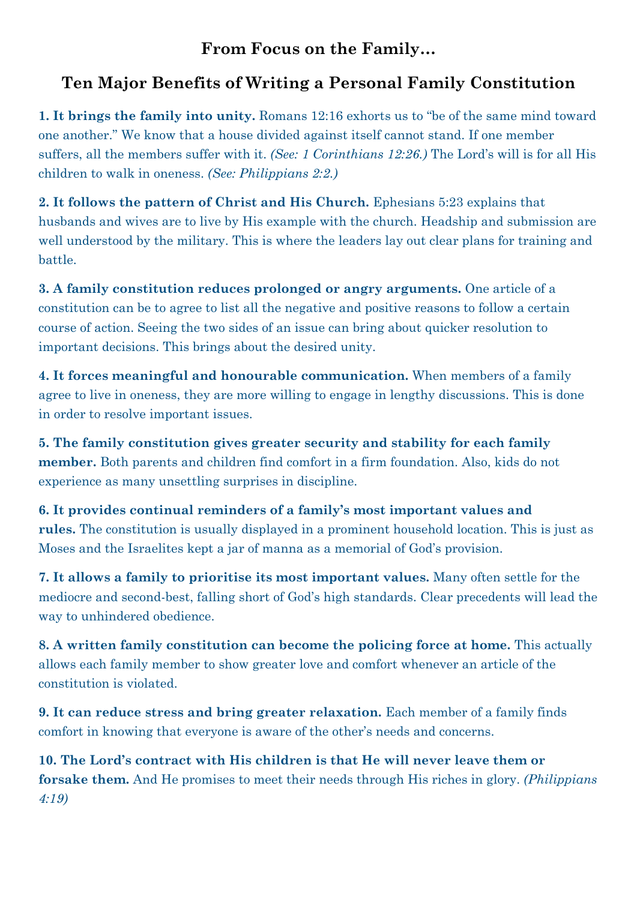### From Focus on the Family…

## Ten Major Benefits of Writing a Personal Family Constitution

**1. It brings the family into unity.** Romans 12:16 exhorts us to "be of the same mind toward one another." We know that a house divided against itself cannot stand. If one member suffers, all the members suffer with it. *(See: 1 Corinthians 12:26.)* The Lord's will is for all His children to walk in oneness. *(See: Philippians 2:2.)*

**2. It follows the pattern of Christ and His Church.** Ephesians 5:23 explains that husbands and wives are to live by His example with the church. Headship and submission are well understood by the military. This is where the leaders lay out clear plans for training and battle.

**3. A family constitution reduces prolonged or angry arguments.** One article of a constitution can be to agree to list all the negative and positive reasons to follow a certain course of action. Seeing the two sides of an issue can bring about quicker resolution to important decisions. This brings about the desired unity.

**4. It forces meaningful and honourable communication.** When members of a family agree to live in oneness, they are more willing to engage in lengthy discussions. This is done in order to resolve important issues.

**5. The family constitution gives greater security and stability for each family member.** Both parents and children find comfort in a firm foundation. Also, kids do not experience as many unsettling surprises in discipline.

**6. It provides continual reminders of a family's most important values and rules.** The constitution is usually displayed in a prominent household location. This is just as Moses and the Israelites kept a jar of manna as a memorial of God's provision.

**7. It allows a family to prioritise its most important values.** Many often settle for the mediocre and second-best, falling short of God's high standards. Clear precedents will lead the way to unhindered obedience.

**8. A written family constitution can become the policing force at home.** This actually allows each family member to show greater love and comfort whenever an article of the constitution is violated.

**9. It can reduce stress and bring greater relaxation.** Each member of a family finds comfort in knowing that everyone is aware of the other's needs and concerns.

**10. The Lord's contract with His children is that He will never leave them or forsake them.** And He promises to meet their needs through His riches in glory. *(Philippians 4:19)*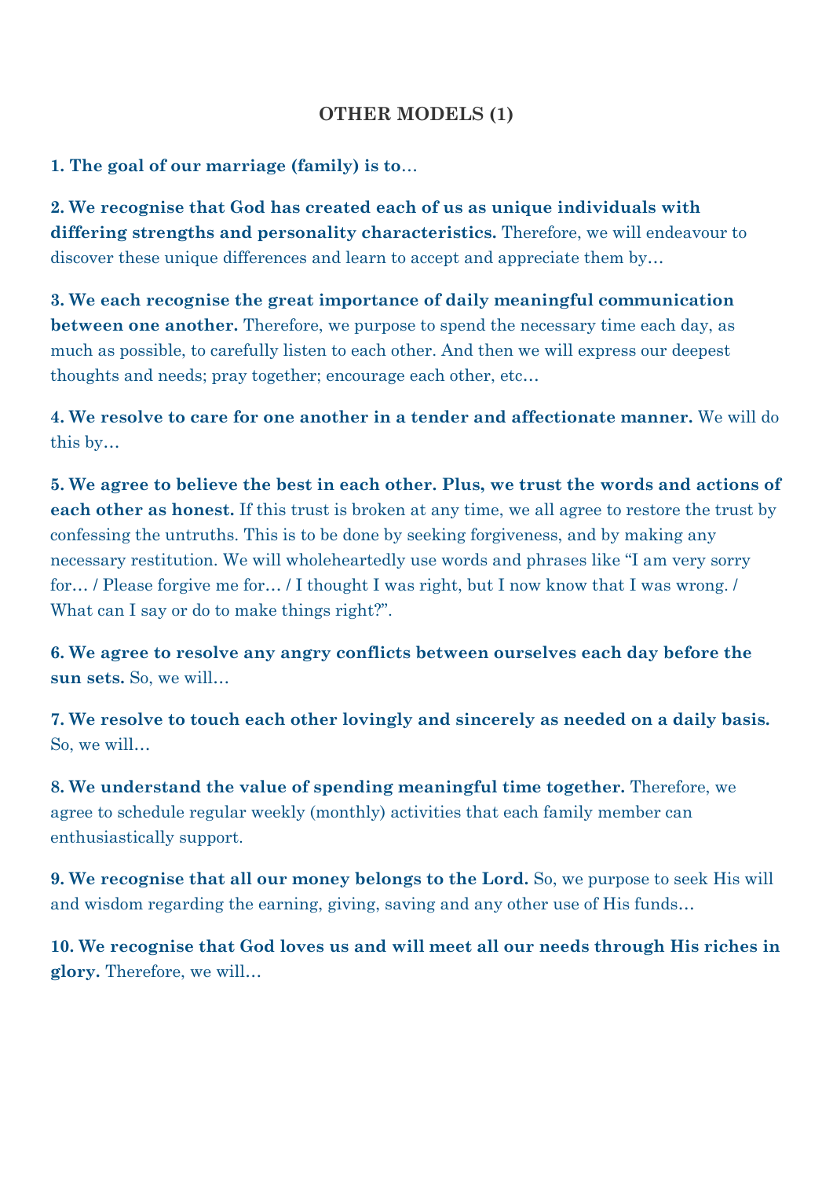## OTHER MODELS (1)

**1. The goal of our marriage (family) is to**…

**2. We recognise that God has created each of us as unique individuals with differing strengths and personality characteristics.** Therefore, we will endeavour to discover these unique differences and learn to accept and appreciate them by…

**3. We each recognise the great importance of daily meaningful communication between one another.** Therefore, we purpose to spend the necessary time each day, as much as possible, to carefully listen to each other. And then we will express our deepest thoughts and needs; pray together; encourage each other, etc…

**4. We resolve to care for one another in a tender and affectionate manner.** We will do this by…

**5. We agree to believe the best in each other. Plus, we trust the words and actions of each other as honest.** If this trust is broken at any time, we all agree to restore the trust by confessing the untruths. This is to be done by seeking forgiveness, and by making any necessary restitution. We will wholeheartedly use words and phrases like "I am very sorry for… / Please forgive me for… / I thought I was right, but I now know that I was wrong. / What can I say or do to make things right?".

**6. We agree to resolve any angry conflicts between ourselves each day before the sun sets.** So, we will…

**7. We resolve to touch each other lovingly and sincerely as needed on a daily basis.** So, we will…

**8. We understand the value of spending meaningful time together.** Therefore, we agree to schedule regular weekly (monthly) activities that each family member can enthusiastically support.

**9. We recognise that all our money belongs to the Lord.** So, we purpose to seek His will and wisdom regarding the earning, giving, saving and any other use of His funds…

**10. We recognise that God loves us and will meet all our needs through His riches in glory.** Therefore, we will…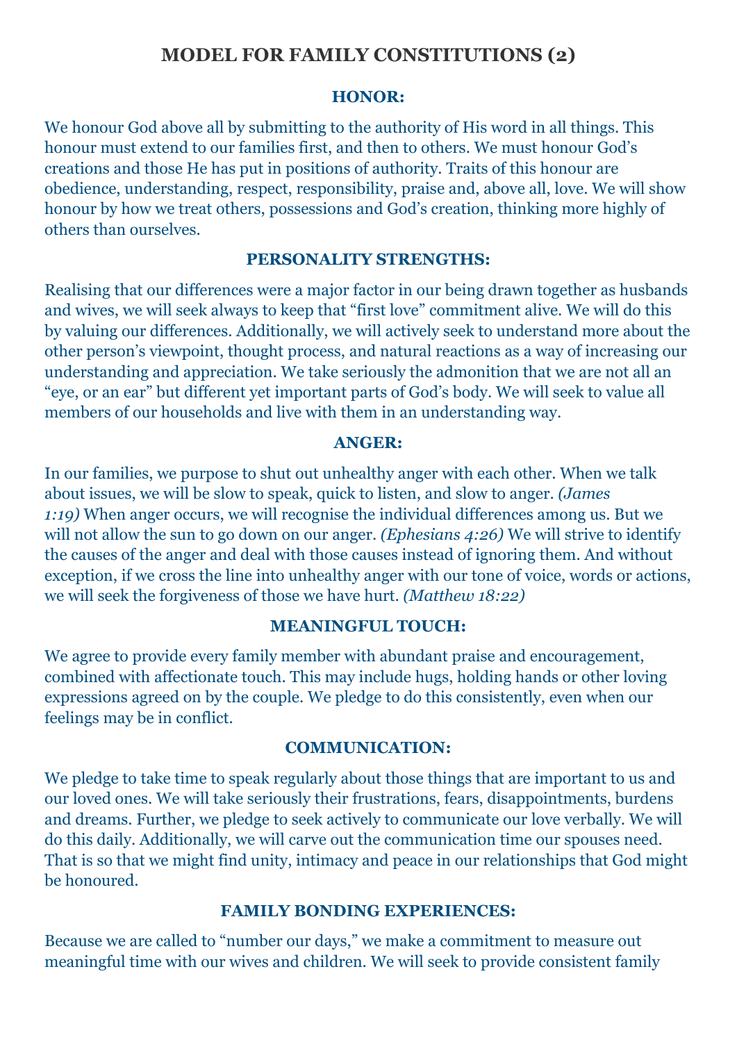# MODEL FOR FAMILY CONSTITUTIONS (2)

## HONOR:

We honour God above all by submitting to the authority of His word in all things. This honour must extend to our families first, and then to others. We must honour God's creations and those He has put in positions of authority. Traits of this honour are obedience, understanding, respect, responsibility, praise and, above all, love. We will show honour by how we treat others, possessions and God's creation, thinking more highly of others than ourselves.

## PERSONALITY STRENGTHS:

Realising that our differences were a major factor in our being drawn together as husbands and wives, we will seek always to keep that "first love" commitment alive. We will do this by valuing our differences. Additionally, we will actively seek to understand more about the other person's viewpoint, thought process, and natural reactions as a way of increasing our understanding and appreciation. We take seriously the admonition that we are not all an "eye, or an ear" but different yet important parts of God's body. We will seek to value all members of our households and live with them in an understanding way.

## ANGER:

In our families, we purpose to shut out unhealthy anger with each other. When we talk about issues, we will be slow to speak, quick to listen, and slow to anger. *(James 1:19)* When anger occurs, we will recognise the individual differences among us. But we will not allow the sun to go down on our anger. *(Ephesians 4:26)* We will strive to identify the causes of the anger and deal with those causes instead of ignoring them. And without exception, if we cross the line into unhealthy anger with our tone of voice, words or actions, we will seek the forgiveness of those we have hurt. *(Matthew 18:22)*

## MEANINGFUL TOUCH:

We agree to provide every family member with abundant praise and encouragement, combined with affectionate touch. This may include hugs, holding hands or other loving expressions agreed on by the couple. We pledge to do this consistently, even when our feelings may be in conflict.

## COMMUNICATION:

We pledge to take time to speak regularly about those things that are important to us and our loved ones. We will take seriously their frustrations, fears, disappointments, burdens and dreams. Further, we pledge to seek actively to communicate our love verbally. We will do this daily. Additionally, we will carve out the communication time our spouses need. That is so that we might find unity, intimacy and peace in our relationships that God might be honoured.

## FAMILY BONDING EXPERIENCES:

Because we are called to "number our days," we make a commitment to measure out meaningful time with our wives and children. We will seek to provide consistent family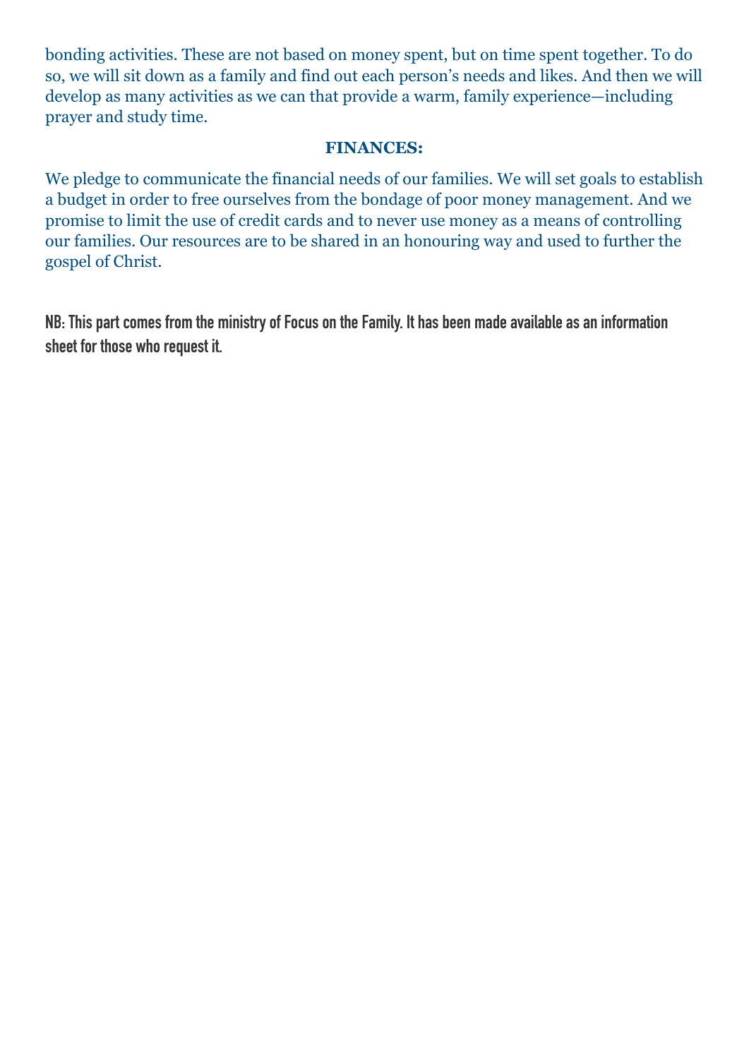bonding activities. These are not based on money spent, but on time spent together. To do so, we will sit down as a family and find out each person's needs and likes. And then we will develop as many activities as we can that provide a warm, family experience—including prayer and study time.

## FINANCES:

We pledge to communicate the financial needs of our families. We will set goals to establish a budget in order to free ourselves from the bondage of poor money management. And we promise to limit the use of credit cards and to never use money as a means of controlling our families. Our resources are to be shared in an honouring way and used to further the gospel of Christ.

**NB: This part comes from the ministry of Focus on the Family. It has been made available as an information sheet for those who request it.**